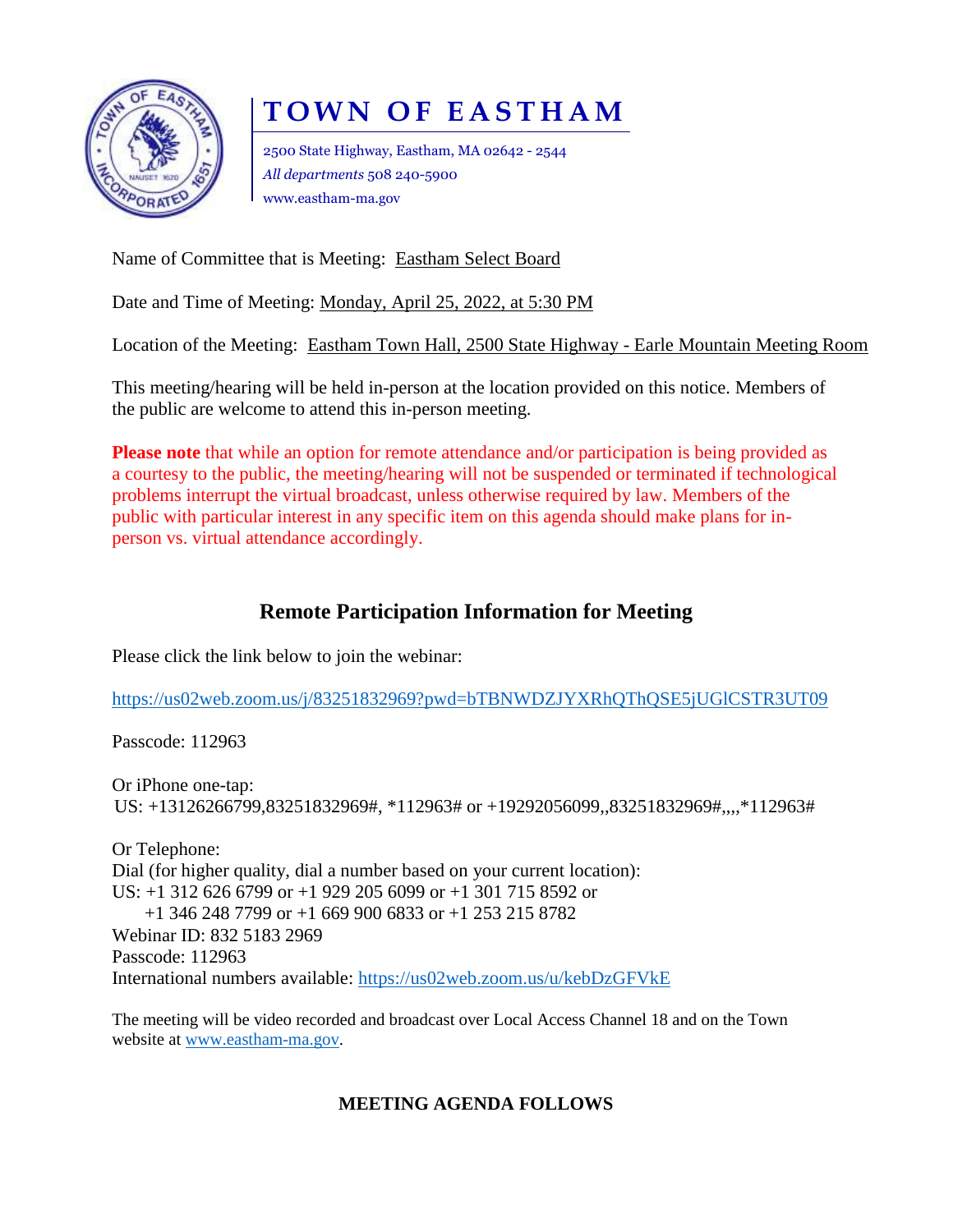# TOWN OF EASTHAM

2500 State Highway, Eastham, MA 02642 - 2544
*All departments* 508 240-5900
www.eastham-ma.gov

Name of Committee that is Meeting: Eastham Select Board

Date and Time of Meeting: Monday, April 25, 2022, at 5:30 PM

Location of the Meeting: Eastham Town Hall, 2500 State Highway - Earle Mountain Meeting Room

This meeting/hearing will be held in-person at the location provided on this notice. Members of the public are welcome to attend this in-person meeting.

**Please note** that while an option for remote attendance and/or participation is being provided as a courtesy to the public, the meeting/hearing will not be suspended or terminated if technological problems interrupt the virtual broadcast, unless otherwise required by law. Members of the public with particular interest in any specific item on this agenda should make plans for in-person vs. virtual attendance accordingly.

## Remote Participation Information for Meeting

Please click the link below to join the webinar:

https://us02web.zoom.us/j/83251832969?pwd=bTBNWDZJYXRhQThQSE5jUGlCSTR3UT09

Passcode: 112963

Or iPhone one-tap:
US: +13126266799,83251832969#, *112963# or +19292056099,,83251832969#,,,,*112963#

Or Telephone:
Dial (for higher quality, dial a number based on your current location):
US: +1 312 626 6799 or +1 929 205 6099 or +1 301 715 8592 or
+1 346 248 7799 or +1 669 900 6833 or +1 253 215 8782
Webinar ID: 832 5183 2969
Passcode: 112963
International numbers available: https://us02web.zoom.us/u/kebDzGFVkE

The meeting will be video recorded and broadcast over Local Access Channel 18 and on the Town website at www.eastham-ma.gov.

**MEETING AGENDA FOLLOWS**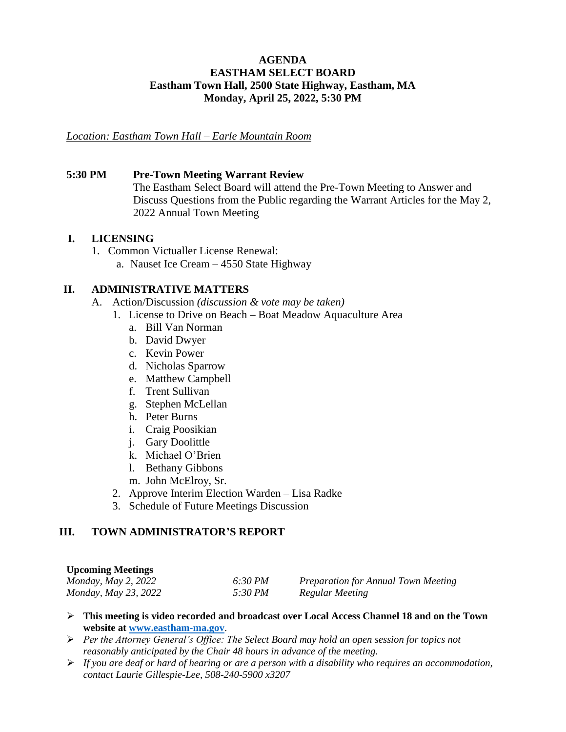# AGENDA
# EASTHAM SELECT BOARD
## Eastham Town Hall, 2500 State Highway, Eastham, MA
## Monday, April 25, 2022, 5:30 PM

*Location: Eastham Town Hall – Earle Mountain Room*

**5:30 PM** **Pre-Town Meeting Warrant Review**

The Eastham Select Board will attend the Pre-Town Meeting to Answer and Discuss Questions from the Public regarding the Warrant Articles for the May 2, 2022 Annual Town Meeting

## I. LICENSING

1. Common Victualler License Renewal:
   a. Nauset Ice Cream – 4550 State Highway

## II. ADMINISTRATIVE MATTERS

A. Action/Discussion *(discussion & vote may be taken)*

1. License to Drive on Beach – Boat Meadow Aquaculture Area
   a. Bill Van Norman
   b. David Dwyer
   c. Kevin Power
   d. Nicholas Sparrow
   e. Matthew Campbell
   f. Trent Sullivan
   g. Stephen McLellan
   h. Peter Burns
   i. Craig Poosikian
   j. Gary Doolittle
   k. Michael O'Brien
   l. Bethany Gibbons
   m. John McElroy, Sr.
2. Approve Interim Election Warden – Lisa Radke
3. Schedule of Future Meetings Discussion

## III. TOWN ADMINISTRATOR'S REPORT

**Upcoming Meetings**

| | | |
|---|---|---|
| *Monday, May 2, 2022* | *6:30 PM* | *Preparation for Annual Town Meeting* |
| *Monday, May 23, 2022* | *5:30 PM* | *Regular Meeting* |

- **This meeting is video recorded and broadcast over Local Access Channel 18 and on the Town website at www.eastham-ma.gov**.
- *Per the Attorney General's Office: The Select Board may hold an open session for topics not reasonably anticipated by the Chair 48 hours in advance of the meeting.*
- *If you are deaf or hard of hearing or are a person with a disability who requires an accommodation, contact Laurie Gillespie-Lee, 508-240-5900 x3207*